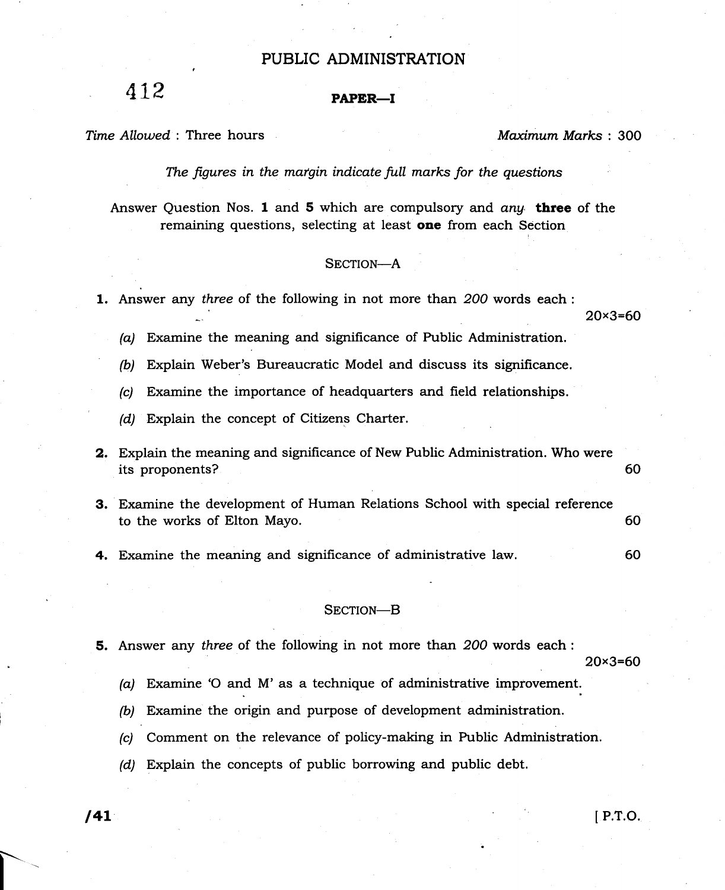# PUBLIC ADMINISTRATION

412

## PAPER—I

*Time Allowed* : Three hours  *Maximum Marks* : 300

*The figures in the margin indicate full marks for the questions*

Answer Question Nos. **1** and **5** which are compulsory and *any* **three** of the remaining questions, selecting at least **one** from each Section

### SECTION—A

**1.** Answer any *three* of the following in not more than *200* words each : 20×3=60

*(a)* Examine the meaning and significance of Public Administration.

*(b)* Explain Weber's Bureaucratic Model and discuss its significance.

*(c)* Examine the importance of headquarters and field relationships.

*(d)* Explain the concept of Citizens Charter.

**2.** Explain the meaning and significance of New Public Administration. Who were its proponents? 60

**3.** Examine the development of Human Relations School with special reference to the works of Elton Mayo. 60

**4.** Examine the meaning and significance of administrative law. 60

### SECTION—B

**5.** Answer any *three* of the following in not more than *200* words each : 20×3=60

*(a)* Examine 'O and M' as a technique of administrative improvement.

*(b)* Examine the origin and purpose of development administration.

*(c)* Comment on the relevance of policy-making in Public Administration.

*(d)* Explain the concepts of public borrowing and public debt.

**/41** [ P.T.O.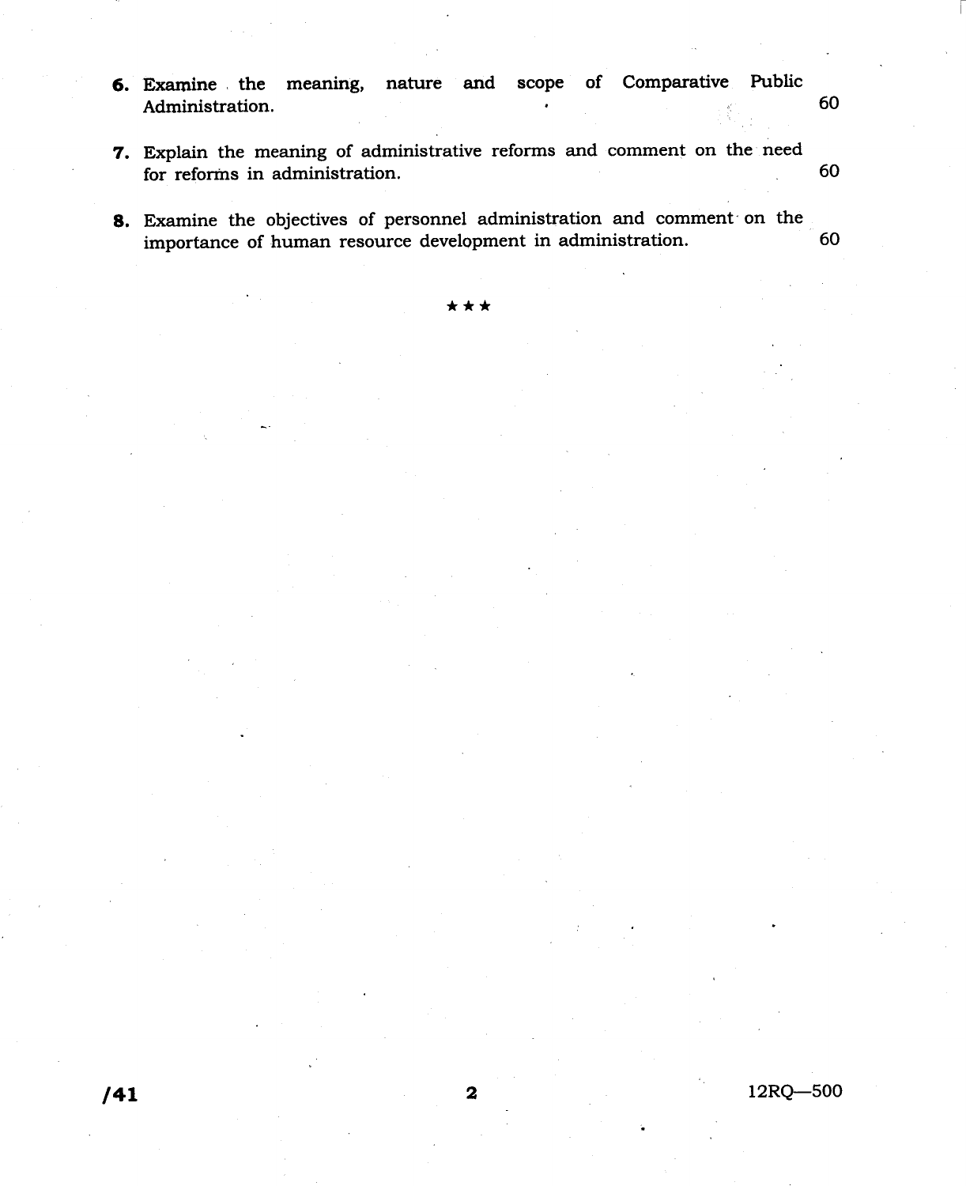6. Examine the meaning, nature and scope of Comparative Public Administration. 60

7. Explain the meaning of administrative reforms and comment on the need for reforms in administration. 60

8. Examine the objectives of personnel administration and comment on the importance of human resource development in administration. 60

★★★

/41 12RQ—500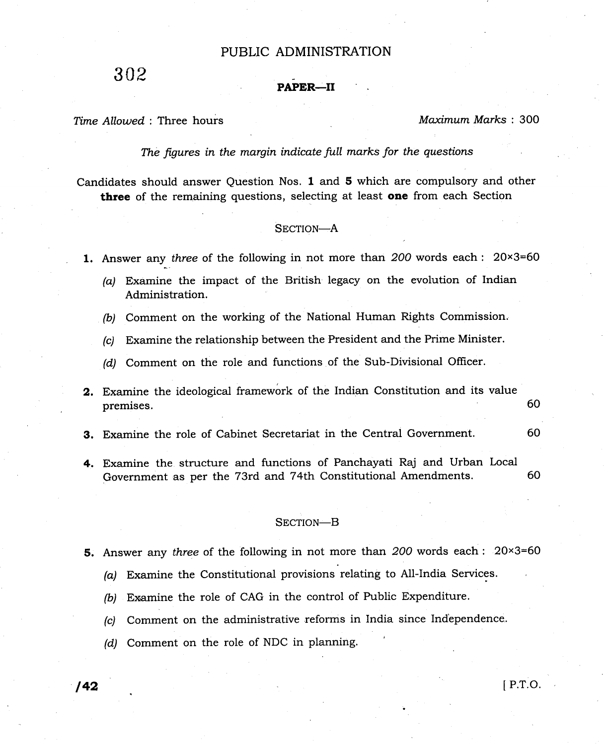# PUBLIC ADMINISTRATION

302

**PAPER—II**

*Time Allowed* : Three hours *Maximum Marks* : 300

*The figures in the margin indicate full marks for the questions*

Candidates should answer Question Nos. **1** and **5** which are compulsory and other **three** of the remaining questions, selecting at least **one** from each Section

## SECTION—A

**1.** Answer any *three* of the following in not more than *200* words each : 20×3=60

*(a)* Examine the impact of the British legacy on the evolution of Indian Administration.

*(b)* Comment on the working of the National Human Rights Commission.

*(c)* Examine the relationship between the President and the Prime Minister.

*(d)* Comment on the role and functions of the Sub-Divisional Officer.

**2.** Examine the ideological framework of the Indian Constitution and its value premises. 60

**3.** Examine the role of Cabinet Secretariat in the Central Government. 60

**4.** Examine the structure and functions of Panchayati Raj and Urban Local Government as per the 73rd and 74th Constitutional Amendments. 60

## SECTION—B

**5.** Answer any *three* of the following in not more than *200* words each : 20×3=60

*(a)* Examine the Constitutional provisions relating to All-India Services.

*(b)* Examine the role of CAG in the control of Public Expenditure.

*(c)* Comment on the administrative reforms in India since Independence.

*(d)* Comment on the role of NDC in planning.

/42 [ P.T.O.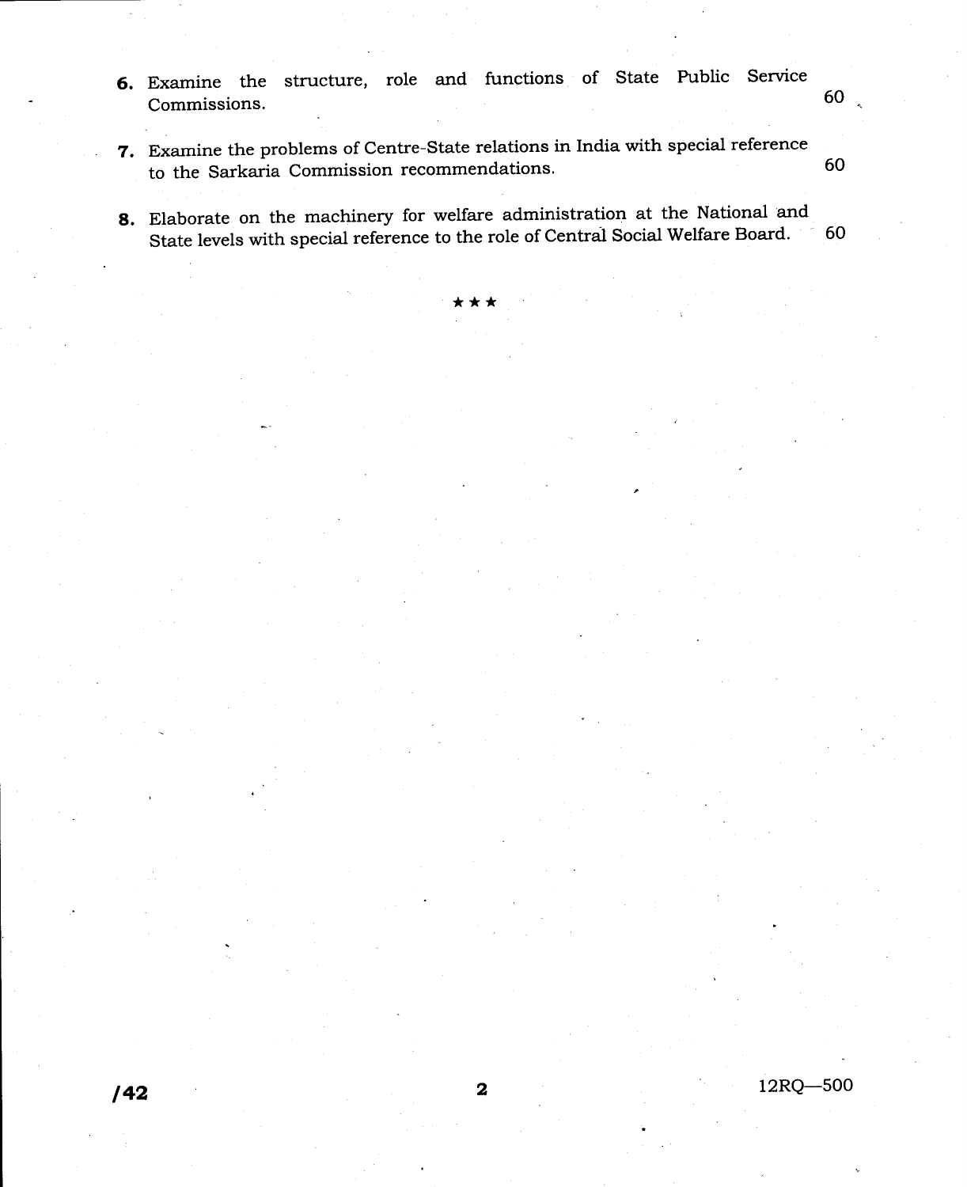6. Examine the structure, role and functions of State Public Service Commissions. 60

7. Examine the problems of Centre-State relations in India with special reference to the Sarkaria Commission recommendations. 60

8. Elaborate on the machinery for welfare administration at the National and State levels with special reference to the role of Central Social Welfare Board. 60

★★★